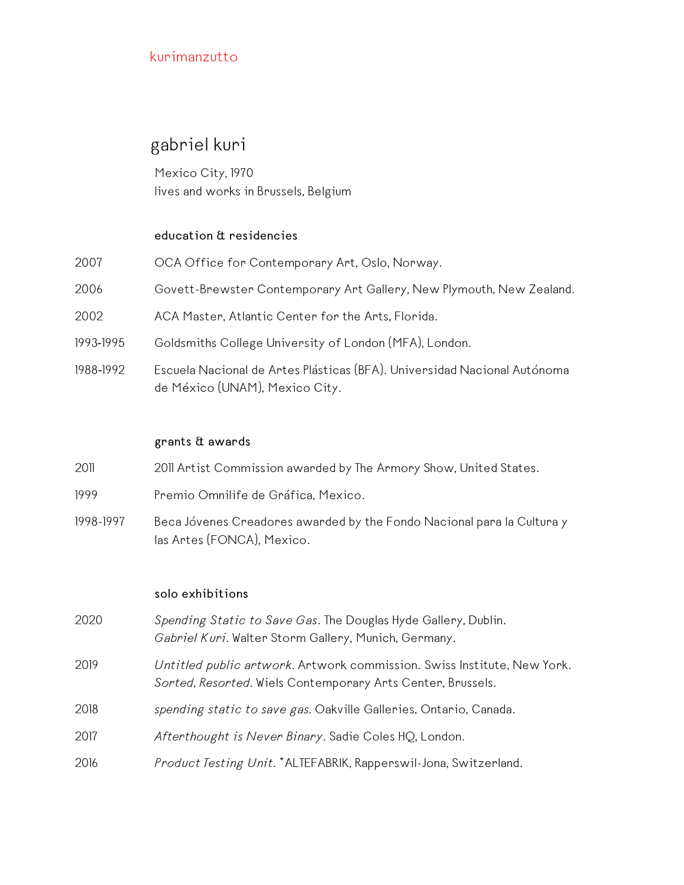kurimanzutto

# gabriel kuri

Mexico City, 1970
lives and works in Brussels, Belgium

## education & residencies

2007 OCA Office for Contemporary Art, Oslo, Norway.

2006 Govett-Brewster Contemporary Art Gallery, New Plymouth, New Zealand.

2002 ACA Master, Atlantic Center for the Arts, Florida.

1993-1995 Goldsmiths College University of London (MFA), London.

1988-1992 Escuela Nacional de Artes Plásticas (BFA). Universidad Nacional Autónoma de México (UNAM), Mexico City.

## grants & awards

2011 2011 Artist Commission awarded by The Armory Show, United States.

1999 Premio Omnilife de Gráfica, Mexico.

1998-1997 Beca Jóvenes Creadores awarded by the Fondo Nacional para la Cultura y las Artes (FONCA), Mexico.

## solo exhibitions

2020 *Spending Static to Save Gas*. The Douglas Hyde Gallery, Dublin.
*Gabriel Kuri*. Walter Storm Gallery, Munich, Germany.

2019 *Untitled public artwork*. Artwork commission. Swiss Institute, New York.
*Sorted, Resorted*. Wiels Contemporary Arts Center, Brussels.

2018 *spending static to save gas*. Oakville Galleries, Ontario, Canada.

2017 *Afterthought is Never Binary*. Sadie Coles HQ, London.

2016 *Product Testing Unit*. *ALTEFABRIK, Rapperswil-Jona, Switzerland.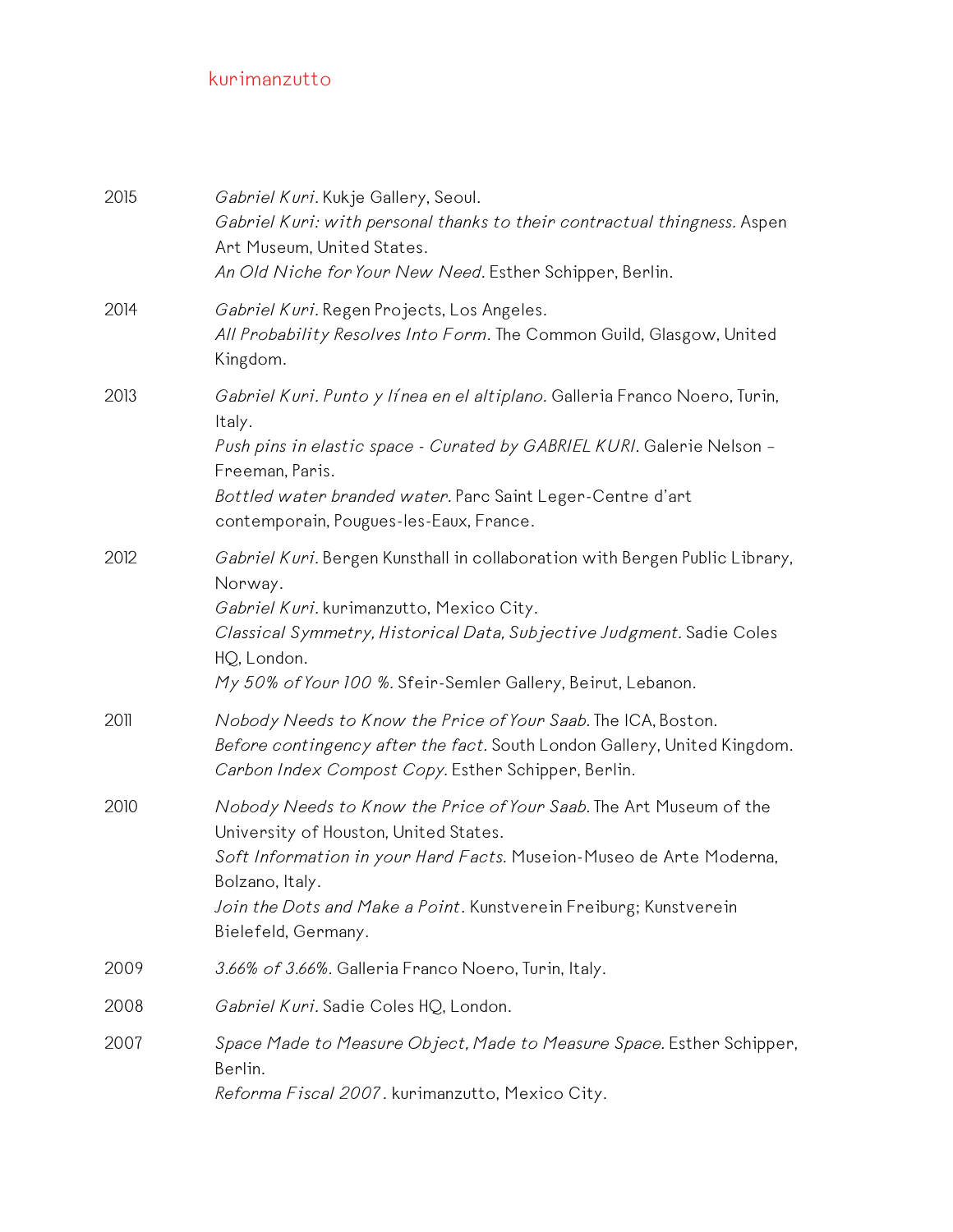2015

*Gabriel Kuri.* Kukje Gallery, Seoul.
*Gabriel Kuri: with personal thanks to their contractual thingness.* Aspen Art Museum, United States.
*An Old Niche for Your New Need.* Esther Schipper, Berlin.

2014

*Gabriel Kuri.* Regen Projects, Los Angeles.
*All Probability Resolves Into Form.* The Common Guild, Glasgow, United Kingdom.

2013

*Gabriel Kuri. Punto y línea en el altiplano.* Galleria Franco Noero, Turin, Italy.
*Push pins in elastic space - Curated by GABRIEL KURI.* Galerie Nelson – Freeman, Paris.
*Bottled water branded water.* Parc Saint Leger-Centre d'art contemporain, Pougues-les-Eaux, France.

2012

*Gabriel Kuri.* Bergen Kunsthall in collaboration with Bergen Public Library, Norway.
*Gabriel Kuri.* kurimanzutto, Mexico City.
*Classical Symmetry, Historical Data, Subjective Judgment.* Sadie Coles HQ, London.
*My 50% of Your 100 %.* Sfeir-Semler Gallery, Beirut, Lebanon.

2011

*Nobody Needs to Know the Price of Your Saab.* The ICA, Boston.
*Before contingency after the fact.* South London Gallery, United Kingdom.
*Carbon Index Compost Copy.* Esther Schipper, Berlin.

2010

*Nobody Needs to Know the Price of Your Saab.* The Art Museum of the University of Houston, United States.
*Soft Information in your Hard Facts.* Museion-Museo de Arte Moderna, Bolzano, Italy.
*Join the Dots and Make a Point.* Kunstverein Freiburg; Kunstverein Bielefeld, Germany.

2009

*3.66% of 3.66%.* Galleria Franco Noero, Turin, Italy.

2008

*Gabriel Kuri.* Sadie Coles HQ, London.

2007

*Space Made to Measure Object, Made to Measure Space.* Esther Schipper, Berlin.
*Reforma Fiscal 2007.* kurimanzutto, Mexico City.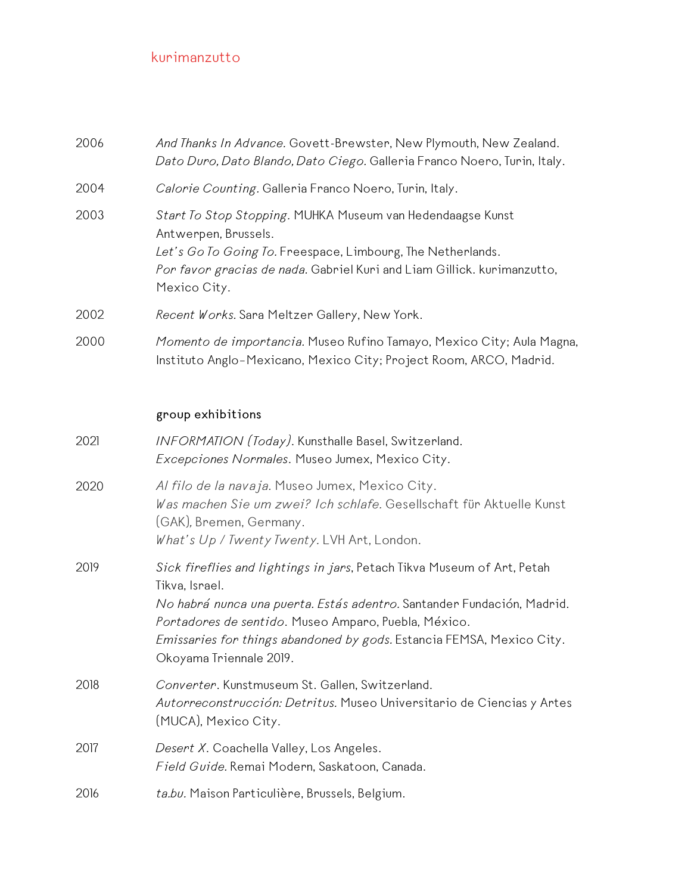2006 *And Thanks In Advance.* Govett-Brewster, New Plymouth, New Zealand.
*Dato Duro, Dato Blando, Dato Ciego.* Galleria Franco Noero, Turin, Italy.

2004 *Calorie Counting.* Galleria Franco Noero, Turin, Italy.

2003 *Start To Stop Stopping.* MUHKA Museum van Hedendaagse Kunst Antwerpen, Brussels.
*Let's Go To Going To.* Freespace, Limbourg, The Netherlands.
*Por favor gracias de nada.* Gabriel Kuri and Liam Gillick. kurimanzutto, Mexico City.

2002 *Recent Works.* Sara Meltzer Gallery, New York.

2000 *Momento de importancia.* Museo Rufino Tamayo, Mexico City; Aula Magna, Instituto Anglo-Mexicano, Mexico City; Project Room, ARCO, Madrid.

## group exhibitions

2021 *INFORMATION (Today).* Kunsthalle Basel, Switzerland.
*Excepciones Normales.* Museo Jumex, Mexico City.

2020 *Al filo de la navaja.* Museo Jumex, Mexico City.
*Was machen Sie um zwei? Ich schlafe.* Gesellschaft für Aktuelle Kunst (GAK), Bremen, Germany.
*What's Up / Twenty Twenty.* LVH Art, London.

2019 *Sick fireflies and lightings in jars*, Petach Tikva Museum of Art, Petah Tikva, Israel.
*No habrá nunca una puerta. Estás adentro.* Santander Fundación, Madrid.
*Portadores de sentido.* Museo Amparo, Puebla, México.
*Emissaries for things abandoned by gods.* Estancia FEMSA, Mexico City.
Okoyama Triennale 2019.

2018 *Converter.* Kunstmuseum St. Gallen, Switzerland.
*Autorreconstrucción: Detritus.* Museo Universitario de Ciencias y Artes (MUCA), Mexico City.

2017 *Desert X.* Coachella Valley, Los Angeles.
*Field Guide.* Remai Modern, Saskatoon, Canada.

2016 *ta.bu.* Maison Particulière, Brussels, Belgium.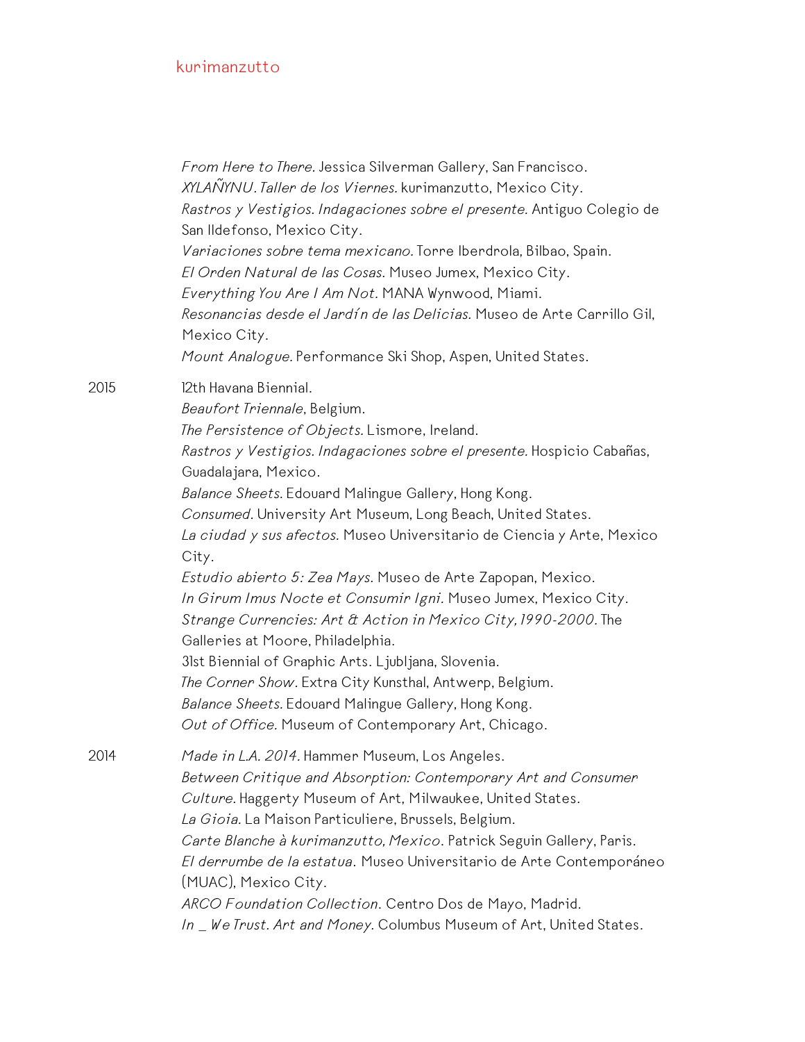*From Here to There.* Jessica Silverman Gallery, San Francisco.
*XYLAÑYNU. Taller de los Viernes.* kurimanzutto, Mexico City.
*Rastros y Vestigios. Indagaciones sobre el presente.* Antiguo Colegio de San Ildefonso, Mexico City.
*Variaciones sobre tema mexicano.* Torre Iberdrola, Bilbao, Spain.
*El Orden Natural de las Cosas.* Museo Jumex, Mexico City.
*Everything You Are I Am Not.* MANA Wynwood, Miami.
*Resonancias desde el Jardín de las Delicias.* Museo de Arte Carrillo Gil, Mexico City.
*Mount Analogue.* Performance Ski Shop, Aspen, United States.

2015

12th Havana Biennial.
*Beaufort Triennale*, Belgium.
*The Persistence of Objects.* Lismore, Ireland.
*Rastros y Vestigios. Indagaciones sobre el presente.* Hospicio Cabañas, Guadalajara, Mexico.
*Balance Sheets.* Edouard Malingue Gallery, Hong Kong.
*Consumed.* University Art Museum, Long Beach, United States.
*La ciudad y sus afectos.* Museo Universitario de Ciencia y Arte, Mexico City.
*Estudio abierto 5: Zea Mays.* Museo de Arte Zapopan, Mexico.
*In Girum Imus Nocte et Consumir Igni.* Museo Jumex, Mexico City.
*Strange Currencies: Art & Action in Mexico City, 1990-2000.* The Galleries at Moore, Philadelphia.
31st Biennial of Graphic Arts. Ljubljana, Slovenia.
*The Corner Show.* Extra City Kunsthal, Antwerp, Belgium.
*Balance Sheets.* Edouard Malingue Gallery, Hong Kong.
*Out of Office.* Museum of Contemporary Art, Chicago.

2014

*Made in L.A. 2014.* Hammer Museum, Los Angeles.
*Between Critique and Absorption: Contemporary Art and Consumer Culture.* Haggerty Museum of Art, Milwaukee, United States.
*La Gioia.* La Maison Particuliere, Brussels, Belgium.
*Carte Blanche à kurimanzutto, Mexico.* Patrick Seguin Gallery, Paris.
*El derrumbe de la estatua.* Museo Universitario de Arte Contemporáneo (MUAC), Mexico City.
*ARCO Foundation Collection.* Centro Dos de Mayo, Madrid.
*In _ We Trust. Art and Money.* Columbus Museum of Art, United States.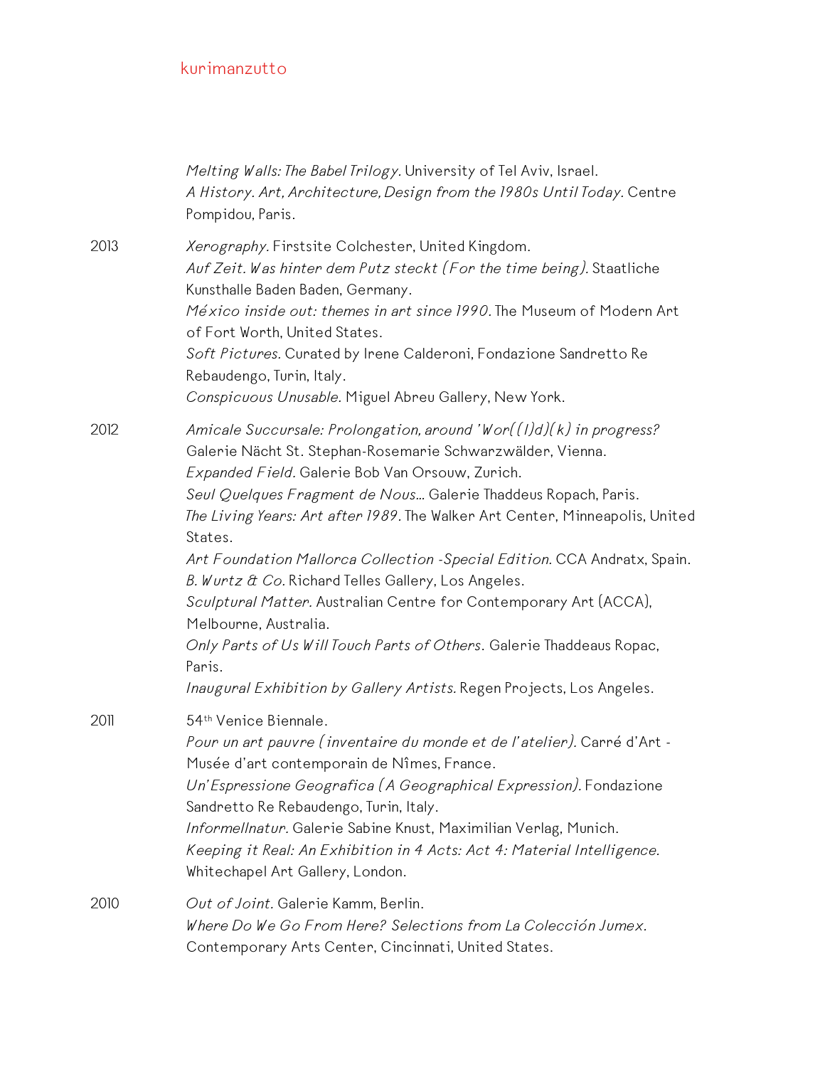*Melting Walls: The Babel Trilogy*. University of Tel Aviv, Israel.
*A History. Art, Architecture, Design from the 1980s Until Today*. Centre Pompidou, Paris.

2013
*Xerography*. Firstsite Colchester, United Kingdom.
*Auf Zeit. Was hinter dem Putz steckt (For the time being)*. Staatliche Kunsthalle Baden Baden, Germany.
*México inside out: themes in art since 1990*. The Museum of Modern Art of Fort Worth, United States.
*Soft Pictures*. Curated by Irene Calderoni, Fondazione Sandretto Re Rebaudengo, Turin, Italy.
*Conspicuous Unusable*. Miguel Abreu Gallery, New York.

2012
*Amicale Succursale: Prolongation, around 'Wor((l)d)(k) in progress?* Galerie Nächt St. Stephan-Rosemarie Schwarzwälder, Vienna.
*Expanded Field*. Galerie Bob Van Orsouw, Zurich.
*Seul Quelques Fragment de Nous…* Galerie Thaddeus Ropach, Paris.
*The Living Years: Art after 1989*. The Walker Art Center, Minneapolis, United States.
*Art Foundation Mallorca Collection -Special Edition*. CCA Andratx, Spain.
*B. Wurtz & Co.* Richard Telles Gallery, Los Angeles.
*Sculptural Matter*. Australian Centre for Contemporary Art (ACCA), Melbourne, Australia.
*Only Parts of Us Will Touch Parts of Others*. Galerie Thaddeaus Ropac, Paris.
*Inaugural Exhibition by Gallery Artists*. Regen Projects, Los Angeles.

2011
54th Venice Biennale.
*Pour un art pauvre (inventaire du monde et de l'atelier)*. Carré d'Art - Musée d'art contemporain de Nîmes, France.
*Un'Espressione Geografica (A Geographical Expression)*. Fondazione Sandretto Re Rebaudengo, Turin, Italy.
*Informellnatur*. Galerie Sabine Knust, Maximilian Verlag, Munich.
*Keeping it Real: An Exhibition in 4 Acts: Act 4: Material Intelligence*. Whitechapel Art Gallery, London.

2010
*Out of Joint*. Galerie Kamm, Berlin.
*Where Do We Go From Here? Selections from La Colección Jumex*. Contemporary Arts Center, Cincinnati, United States.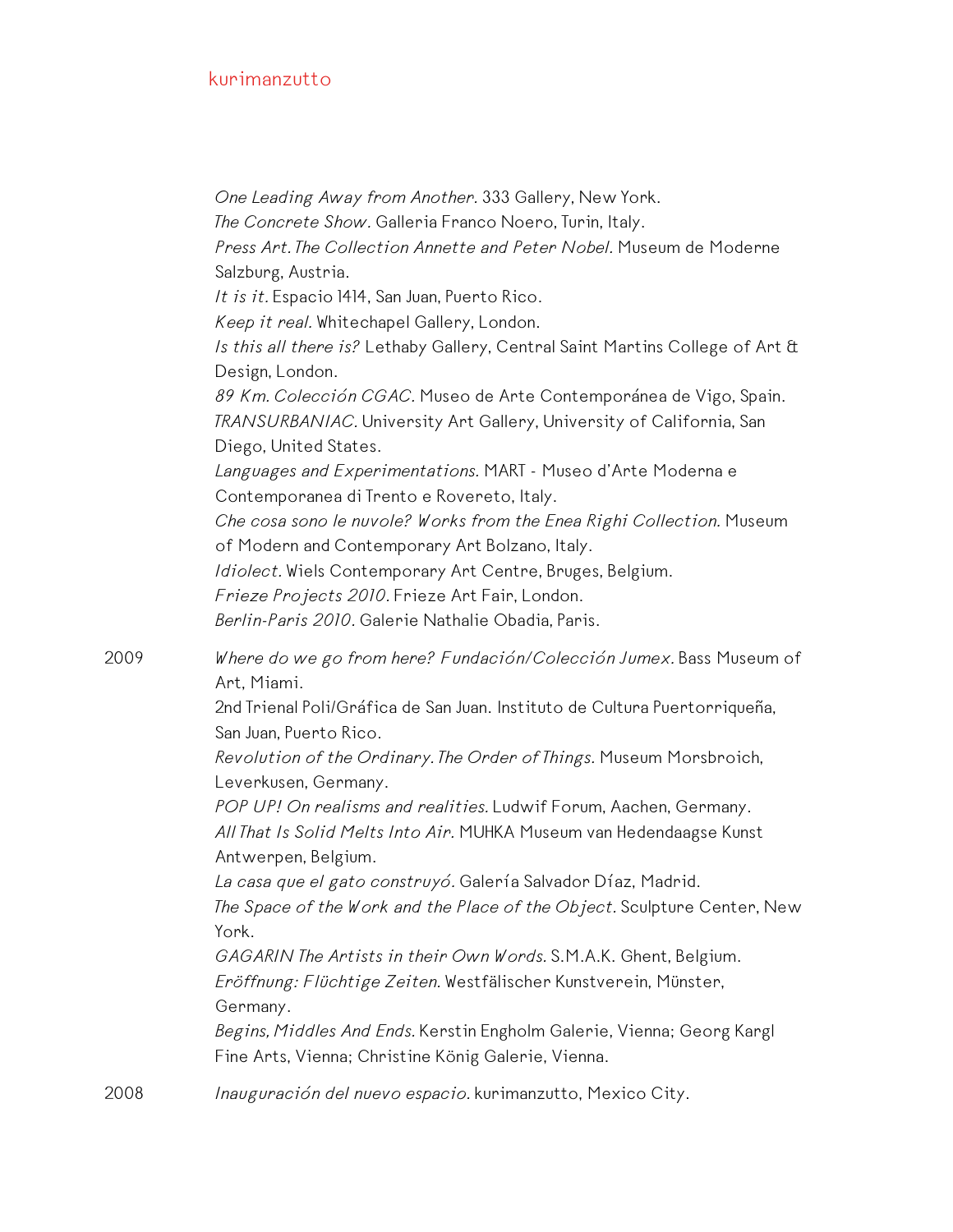*One Leading Away from Another*. 333 Gallery, New York.
*The Concrete Show*. Galleria Franco Noero, Turin, Italy.
*Press Art. The Collection Annette and Peter Nobel*. Museum de Moderne Salzburg, Austria.
*It is it*. Espacio 1414, San Juan, Puerto Rico.
*Keep it real*. Whitechapel Gallery, London.
*Is this all there is?* Lethaby Gallery, Central Saint Martins College of Art & Design, London.
*89 Km. Colección CGAC*. Museo de Arte Contemporánea de Vigo, Spain.
*TRANSURBANIAC*. University Art Gallery, University of California, San Diego, United States.
*Languages and Experimentations*. MART - Museo d'Arte Moderna e Contemporanea di Trento e Rovereto, Italy.
*Che cosa sono le nuvole? Works from the Enea Righi Collection*. Museum of Modern and Contemporary Art Bolzano, Italy.
*Idiolect*. Wiels Contemporary Art Centre, Bruges, Belgium.
*Frieze Projects 2010*. Frieze Art Fair, London.
*Berlin-Paris 2010*. Galerie Nathalie Obadia, Paris.

2009
*Where do we go from here? Fundación/Colección Jumex*. Bass Museum of Art, Miami.
2nd Trienal Poli/Gráfica de San Juan. Instituto de Cultura Puertorriqueña, San Juan, Puerto Rico.
*Revolution of the Ordinary. The Order of Things*. Museum Morsbroich, Leverkusen, Germany.
*POP UP! On realisms and realities*. Ludwif Forum, Aachen, Germany.
*All That Is Solid Melts Into Air*. MUHKA Museum van Hedendaagse Kunst Antwerpen, Belgium.
*La casa que el gato construyó*. Galería Salvador Díaz, Madrid.
*The Space of the Work and the Place of the Object*. Sculpture Center, New York.
*GAGARIN The Artists in their Own Words*. S.M.A.K. Ghent, Belgium.
*Eröffnung: Flüchtige Zeiten*. Westfälischer Kunstverein, Münster, Germany.
*Begins, Middles And Ends*. Kerstin Engholm Galerie, Vienna; Georg Kargl Fine Arts, Vienna; Christine König Galerie, Vienna.

2008
*Inauguración del nuevo espacio*. kurimanzutto, Mexico City.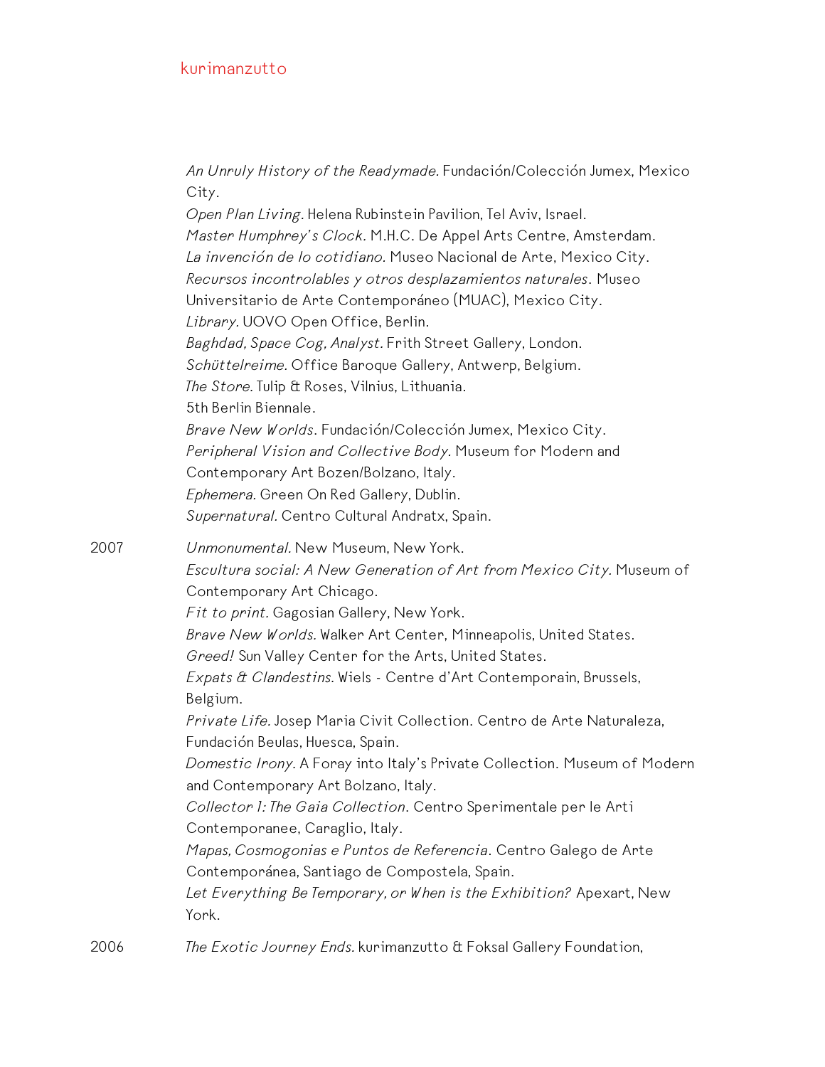*An Unruly History of the Readymade.* Fundación/Colección Jumex, Mexico City.
*Open Plan Living.* Helena Rubinstein Pavilion, Tel Aviv, Israel.
*Master Humphrey's Clock.* M.H.C. De Appel Arts Centre, Amsterdam.
*La invención de lo cotidiano.* Museo Nacional de Arte, Mexico City.
*Recursos incontrolables y otros desplazamientos naturales*. Museo Universitario de Arte Contemporáneo (MUAC), Mexico City.
*Library.* UOVO Open Office, Berlin.
*Baghdad, Space Cog, Analyst.* Frith Street Gallery, London.
*Schüttelreime.* Office Baroque Gallery, Antwerp, Belgium.
*The Store.* Tulip & Roses, Vilnius, Lithuania.
5th Berlin Biennale.
*Brave New Worlds*. Fundación/Colección Jumex, Mexico City.
*Peripheral Vision and Collective Body.* Museum for Modern and Contemporary Art Bozen/Bolzano, Italy.
*Ephemera.* Green On Red Gallery, Dublin.
*Supernatural.* Centro Cultural Andratx, Spain.

2007
*Unmonumental.* New Museum, New York.
*Escultura social: A New Generation of Art from Mexico City.* Museum of Contemporary Art Chicago.
*Fit to print.* Gagosian Gallery, New York.
*Brave New Worlds.* Walker Art Center, Minneapolis, United States.
*Greed!* Sun Valley Center for the Arts, United States.
*Expats & Clandestins.* Wiels - Centre d'Art Contemporain, Brussels, Belgium.
*Private Life.* Josep Maria Civit Collection. Centro de Arte Naturaleza, Fundación Beulas, Huesca, Spain.
*Domestic Irony.* A Foray into Italy's Private Collection. Museum of Modern and Contemporary Art Bolzano, Italy.
*Collector 1: The Gaia Collection*. Centro Sperimentale per le Arti Contemporanee, Caraglio, Italy.
*Mapas, Cosmogonias e Puntos de Referencia*. Centro Galego de Arte Contemporánea, Santiago de Compostela, Spain.
*Let Everything Be Temporary, or When is the Exhibition?* Apexart, New York.

2006
*The Exotic Journey Ends.* kurimanzutto & Foksal Gallery Foundation,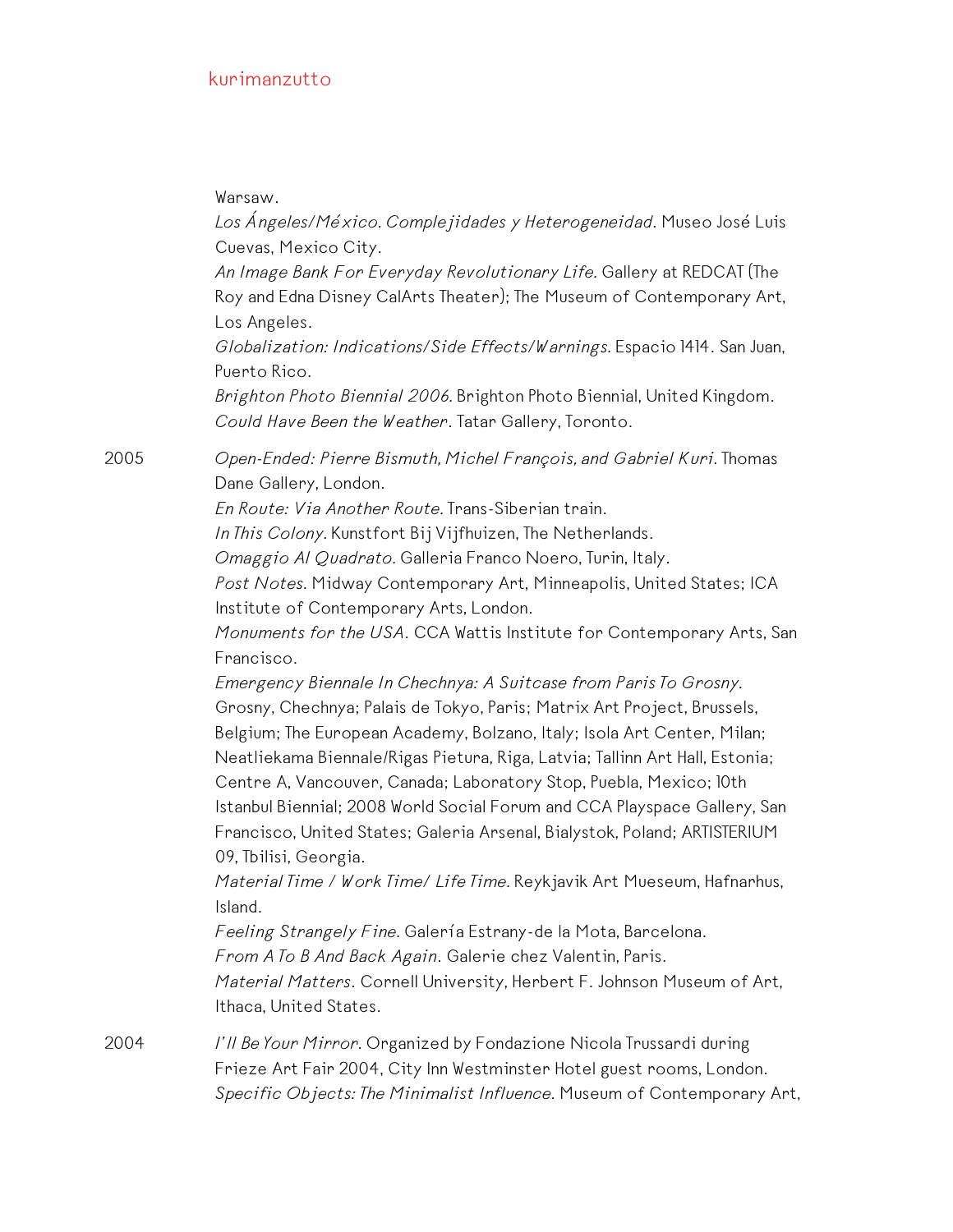Warsaw.
*Los Ángeles/México. Complejidades y Heterogeneidad.* Museo José Luis Cuevas, Mexico City.
*An Image Bank For Everyday Revolutionary Life.* Gallery at REDCAT (The Roy and Edna Disney CalArts Theater); The Museum of Contemporary Art, Los Angeles.
*Globalization: Indications/Side Effects/Warnings.* Espacio 1414. San Juan, Puerto Rico.
*Brighton Photo Biennial 2006.* Brighton Photo Biennial, United Kingdom.
*Could Have Been the Weather*. Tatar Gallery, Toronto.

2005
*Open-Ended: Pierre Bismuth, Michel François, and Gabriel Kuri.* Thomas Dane Gallery, London.
*En Route: Via Another Route.* Trans-Siberian train.
*In This Colony.* Kunstfort Bij Vijfhuizen, The Netherlands.
*Omaggio Al Quadrato.* Galleria Franco Noero, Turin, Italy.
*Post Notes.* Midway Contemporary Art, Minneapolis, United States; ICA Institute of Contemporary Arts, London.
*Monuments for the USA*. CCA Wattis Institute for Contemporary Arts, San Francisco.
*Emergency Biennale In Chechnya: A Suitcase from Paris To Grosny.* Grosny, Chechnya; Palais de Tokyo, Paris; Matrix Art Project, Brussels, Belgium; The European Academy, Bolzano, Italy; Isola Art Center, Milan; Neatliekama Biennale/Rigas Pietura, Riga, Latvia; Tallinn Art Hall, Estonia; Centre A, Vancouver, Canada; Laboratory Stop, Puebla, Mexico; 10th Istanbul Biennial; 2008 World Social Forum and CCA Playspace Gallery, San Francisco, United States; Galeria Arsenal, Bialystok, Poland; ARTISTERIUM 09, Tbilisi, Georgia.
*Material Time / Work Time/ Life Time.* Reykjavik Art Mueseum, Hafnarhus, Island.
*Feeling Strangely Fine.* Galería Estrany-de la Mota, Barcelona.
*From A To B And Back Again*. Galerie chez Valentin, Paris.
*Material Matters*. Cornell University, Herbert F. Johnson Museum of Art, Ithaca, United States.

2004
*I'll Be Your Mirror.* Organized by Fondazione Nicola Trussardi during Frieze Art Fair 2004, City Inn Westminster Hotel guest rooms, London.
*Specific Objects: The Minimalist Influence.* Museum of Contemporary Art,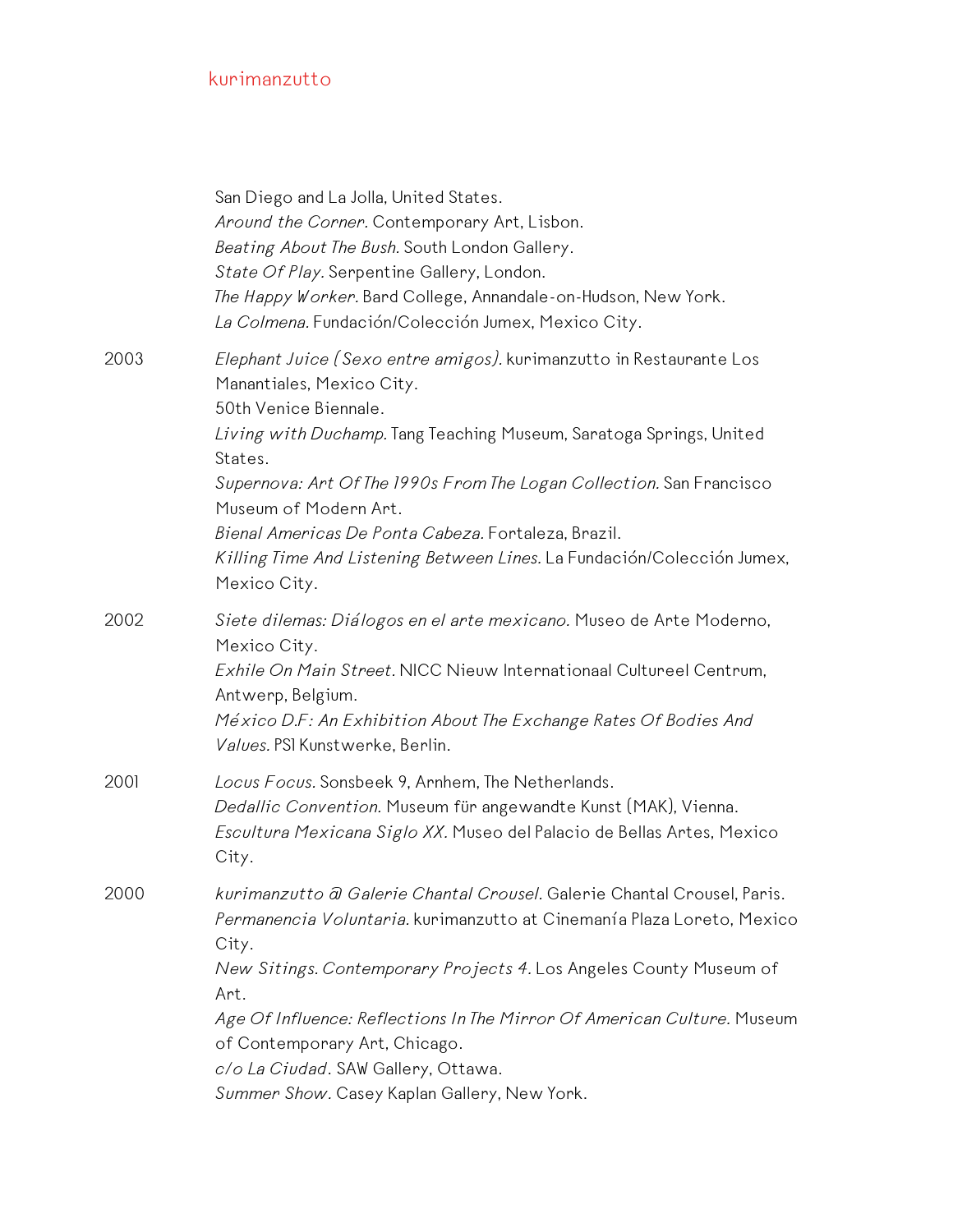San Diego and La Jolla, United States.
*Around the Corner.* Contemporary Art, Lisbon.
*Beating About The Bush.* South London Gallery.
*State Of Play.* Serpentine Gallery, London.
*The Happy Worker.* Bard College, Annandale-on-Hudson, New York.
*La Colmena.* Fundación/Colección Jumex, Mexico City.

2003

*Elephant Juice (Sexo entre amigos).* kurimanzutto in Restaurante Los Manantiales, Mexico City.
50th Venice Biennale.
*Living with Duchamp.* Tang Teaching Museum, Saratoga Springs, United States.
*Supernova: Art Of The 1990s From The Logan Collection.* San Francisco Museum of Modern Art.
*Bienal Americas De Ponta Cabeza.* Fortaleza, Brazil.
*Killing Time And Listening Between Lines.* La Fundación/Colección Jumex, Mexico City.

2002

*Siete dilemas: Diálogos en el arte mexicano.* Museo de Arte Moderno, Mexico City.
*Exhile On Main Street.* NICC Nieuw Internationaal Cultureel Centrum, Antwerp, Belgium.
*México D.F: An Exhibition About The Exchange Rates Of Bodies And Values.* PS1 Kunstwerke, Berlin.

2001

*Locus Focus.* Sonsbeek 9, Arnhem, The Netherlands.
*Dedallic Convention.* Museum für angewandte Kunst (MAK), Vienna.
*Escultura Mexicana Siglo XX.* Museo del Palacio de Bellas Artes, Mexico City.

2000

*kurimanzutto @ Galerie Chantal Crousel.* Galerie Chantal Crousel, Paris.
*Permanencia Voluntaria.* kurimanzutto at Cinemanía Plaza Loreto, Mexico City.
*New Sitings. Contemporary Projects 4.* Los Angeles County Museum of Art.
*Age Of Influence: Reflections In The Mirror Of American Culture.* Museum of Contemporary Art, Chicago.
*c/o La Ciudad.* SAW Gallery, Ottawa.
*Summer Show.* Casey Kaplan Gallery, New York.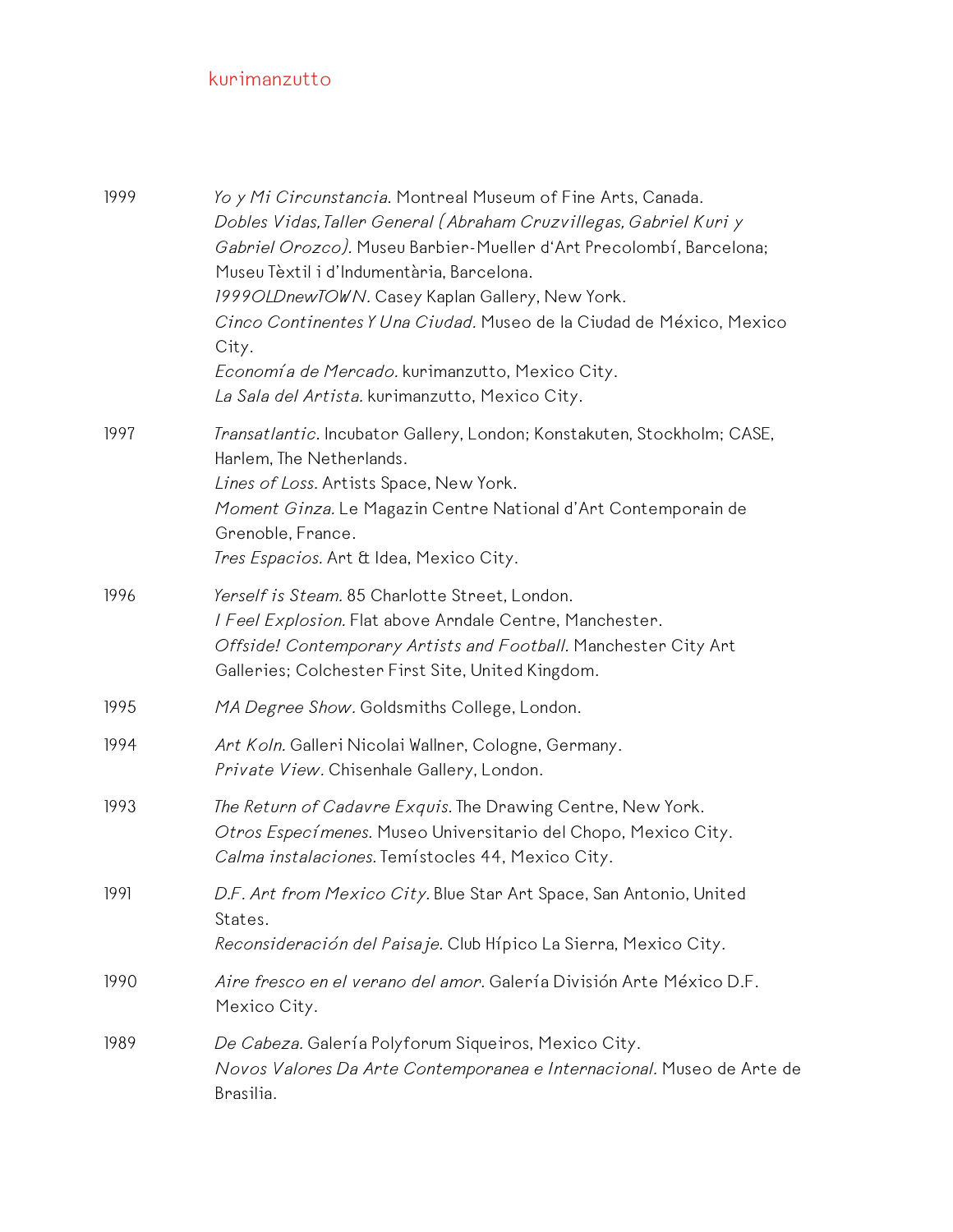1999

*Yo y Mi Circunstancia.* Montreal Museum of Fine Arts, Canada.
*Dobles Vidas, Taller General (Abraham Cruzvillegas, Gabriel Kuri y Gabriel Orozco).* Museu Barbier-Mueller d'Art Precolombí, Barcelona; Museu Tèxtil i d'Indumentària, Barcelona.
*1999OLDnewTOWN.* Casey Kaplan Gallery, New York.
*Cinco Continentes Y Una Ciudad.* Museo de la Ciudad de México, Mexico City.
*Economía de Mercado.* kurimanzutto, Mexico City.
*La Sala del Artista.* kurimanzutto, Mexico City.

1997

*Transatlantic.* Incubator Gallery, London; Konstakuten, Stockholm; CASE, Harlem, The Netherlands.
*Lines of Loss.* Artists Space, New York.
*Moment Ginza.* Le Magazin Centre National d'Art Contemporain de Grenoble, France.
*Tres Espacios.* Art & Idea, Mexico City.

1996

*Yerself is Steam.* 85 Charlotte Street, London.
*I Feel Explosion.* Flat above Arndale Centre, Manchester.
*Offside! Contemporary Artists and Football.* Manchester City Art Galleries; Colchester First Site, United Kingdom.

1995

*MA Degree Show.* Goldsmiths College, London.

1994

*Art Koln.* Galleri Nicolai Wallner, Cologne, Germany.
*Private View.* Chisenhale Gallery, London.

1993

*The Return of Cadavre Exquis.* The Drawing Centre, New York.
*Otros Especímenes.* Museo Universitario del Chopo, Mexico City.
*Calma instalaciones.* Temístocles 44, Mexico City.

1991

*D.F. Art from Mexico City.* Blue Star Art Space, San Antonio, United States.
*Reconsideración del Paisaje.* Club Hípico La Sierra, Mexico City.

1990

*Aire fresco en el verano del amor.* Galería División Arte México D.F. Mexico City.

1989

*De Cabeza.* Galería Polyforum Siqueiros, Mexico City.
*Novos Valores Da Arte Contemporanea e Internacional.* Museo de Arte de Brasilia.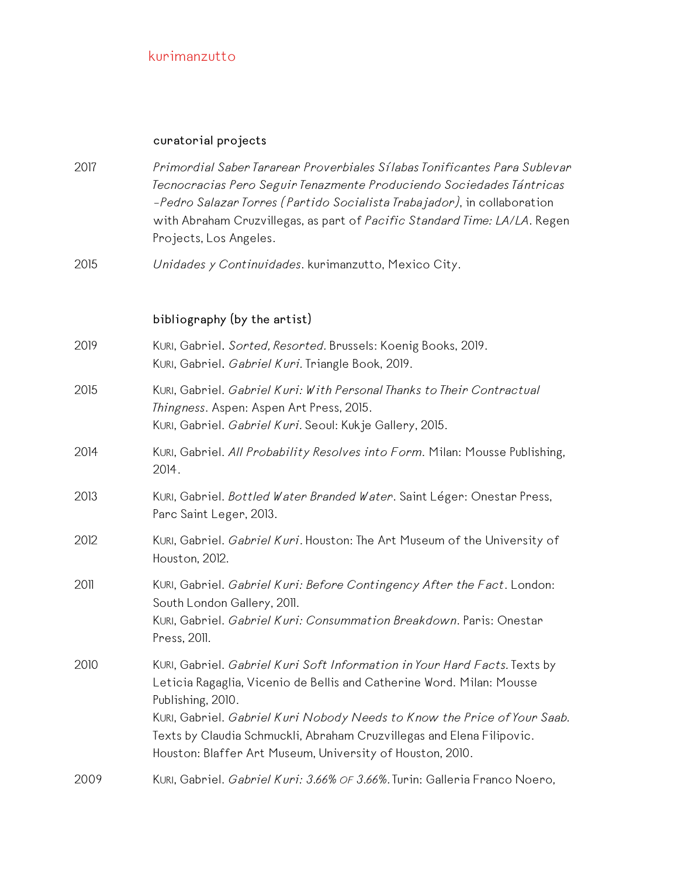## curatorial projects

2017 *Primordial Saber Tararear Proverbiales Sílabas Tonificantes Para Sublevar Tecnocracias Pero Seguir Tenazmente Produciendo Sociedades Tántricas -Pedro Salazar Torres (Partido Socialista Trabajador)*, in collaboration with Abraham Cruzvillegas, as part of *Pacific Standard Time: LA/LA*. Regen Projects, Los Angeles.

2015 *Unidades y Continuidades*. kurimanzutto, Mexico City.

## bibliography (by the artist)

2019
Kuri, Gabriel. *Sorted, Resorted.* Brussels: Koenig Books, 2019.
Kuri, Gabriel. *Gabriel Kuri*. Triangle Book, 2019.

2015
Kuri, Gabriel. *Gabriel Kuri: With Personal Thanks to Their Contractual Thingness*. Aspen: Aspen Art Press, 2015.
Kuri, Gabriel. *Gabriel Kuri*. Seoul: Kukje Gallery, 2015.

2014
Kuri, Gabriel. *All Probability Resolves into Form.* Milan: Mousse Publishing, 2014.

2013
Kuri, Gabriel. *Bottled Water Branded Water*. Saint Léger: Onestar Press, Parc Saint Leger, 2013.

2012
Kuri, Gabriel. *Gabriel Kuri*. Houston: The Art Museum of the University of Houston, 2012.

2011
Kuri, Gabriel. *Gabriel Kuri: Before Contingency After the Fact*. London: South London Gallery, 2011.
Kuri, Gabriel. *Gabriel Kuri: Consummation Breakdown.* Paris: Onestar Press, 2011.

2010
Kuri, Gabriel. *Gabriel Kuri Soft Information in Your Hard Facts.* Texts by Leticia Ragaglia, Vicenio de Bellis and Catherine Word. Milan: Mousse Publishing, 2010.
Kuri, Gabriel. *Gabriel Kuri Nobody Needs to Know the Price of Your Saab.* Texts by Claudia Schmuckli, Abraham Cruzvillegas and Elena Filipovic. Houston: Blaffer Art Museum, University of Houston, 2010.

2009
Kuri, Gabriel. *Gabriel Kuri: 3.66% of 3.66%.* Turin: Galleria Franco Noero,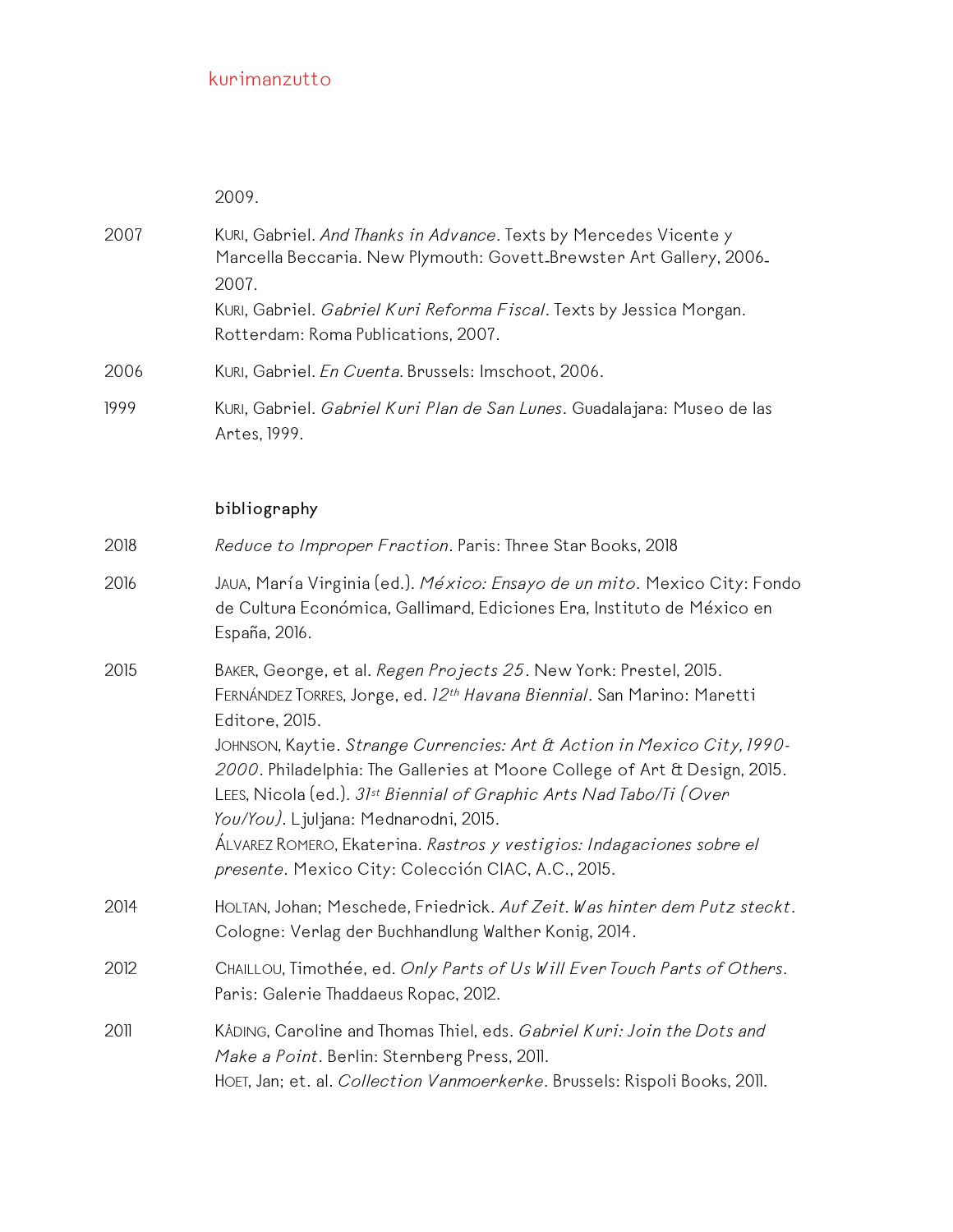2009.

2007 KURI, Gabriel. *And Thanks in Advance*. Texts by Mercedes Vicente y Marcella Beccaria. New Plymouth: Govett-Brewster Art Gallery, 2006-2007.
KURI, Gabriel. *Gabriel Kuri Reforma Fiscal*. Texts by Jessica Morgan. Rotterdam: Roma Publications, 2007.

2006 KURI, Gabriel. *En Cuenta*. Brussels: Imschoot, 2006.

1999 KURI, Gabriel. *Gabriel Kuri Plan de San Lunes*. Guadalajara: Museo de las Artes, 1999.

## bibliography

2018 *Reduce to Improper Fraction*. Paris: Three Star Books, 2018

2016 JAUA, María Virginia (ed.). *México: Ensayo de un mito*. Mexico City: Fondo de Cultura Económica, Gallimard, Ediciones Era, Instituto de México en España, 2016.

2015 BAKER, George, et al. *Regen Projects 25*. New York: Prestel, 2015.
FERNÁNDEZ TORRES, Jorge, ed. *12th Havana Biennial*. San Marino: Maretti Editore, 2015.
JOHNSON, Kaytie. *Strange Currencies: Art & Action in Mexico City, 1990-2000*. Philadelphia: The Galleries at Moore College of Art & Design, 2015.
LEES, Nicola (ed.). *31st Biennial of Graphic Arts Nad Tabo/Ti (Over You/You)*. Ljuljana: Mednarodni, 2015.
ÁLVAREZ ROMERO, Ekaterina. *Rastros y vestigios: Indagaciones sobre el presente*. Mexico City: Colección CIAC, A.C., 2015.

2014 HOLTAN, Johan; Meschede, Friedrick. *Auf Zeit. Was hinter dem Putz steckt*. Cologne: Verlag der Buchhandlung Walther Konig, 2014.

2012 CHAILLOU, Timothée, ed. *Only Parts of Us Will Ever Touch Parts of Others*. Paris: Galerie Thaddaeus Ropac, 2012.

2011 KÅDING, Caroline and Thomas Thiel, eds. *Gabriel Kuri: Join the Dots and Make a Point*. Berlin: Sternberg Press, 2011.
HOET, Jan; et. al. *Collection Vanmoerkerke*. Brussels: Rispoli Books, 2011.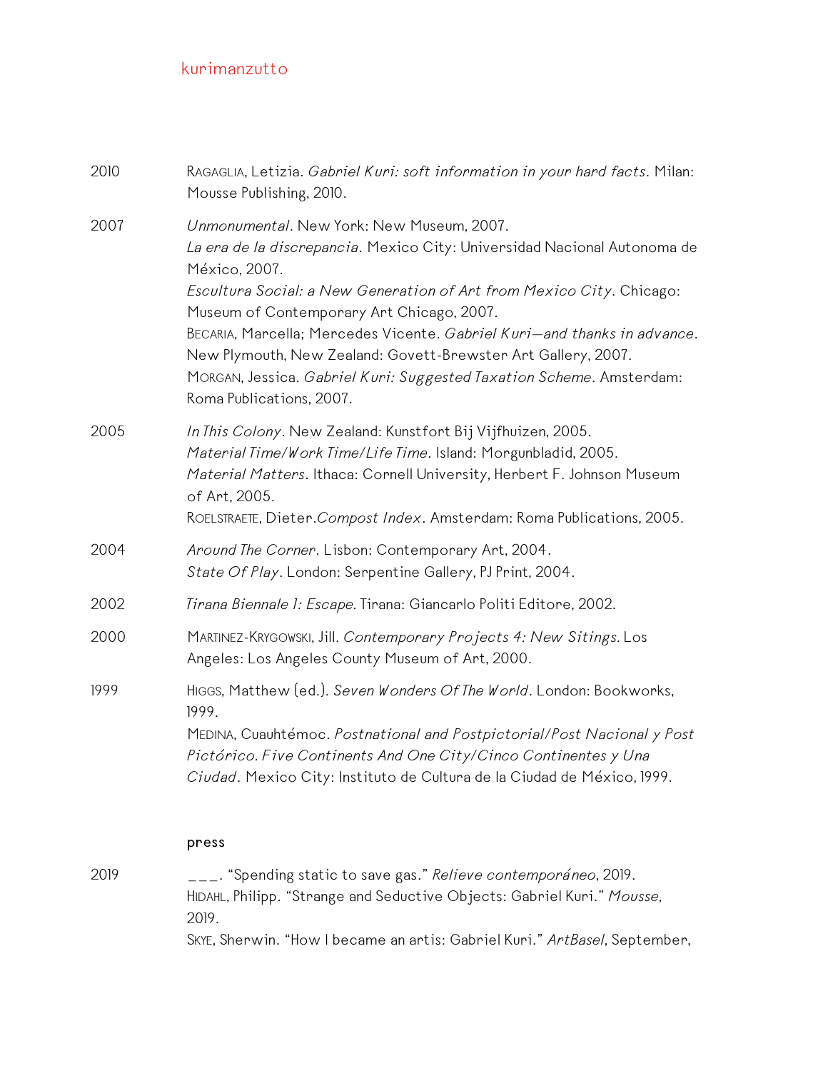2010 RAGAGLIA, Letizia. *Gabriel Kuri: soft information in your hard facts*. Milan: Mousse Publishing, 2010.

2007 *Unmonumental*. New York: New Museum, 2007.
*La era de la discrepancia*. Mexico City: Universidad Nacional Autonoma de México, 2007.
*Escultura Social: a New Generation of Art from Mexico City*. Chicago: Museum of Contemporary Art Chicago, 2007.
BECARIA, Marcella; Mercedes Vicente. *Gabriel Kuri—and thanks in advance*. New Plymouth, New Zealand: Govett-Brewster Art Gallery, 2007.
MORGAN, Jessica. *Gabriel Kuri: Suggested Taxation Scheme*. Amsterdam: Roma Publications, 2007.

2005 *In This Colony*. New Zealand: Kunstfort Bij Vijfhuizen, 2005.
*Material Time/Work Time/Life Time*. Island: Morgunbladid, 2005.
*Material Matters*. Ithaca: Cornell University, Herbert F. Johnson Museum of Art, 2005.
ROELSTRAETE, Dieter.*Compost Index*. Amsterdam: Roma Publications, 2005.

2004 *Around The Corner*. Lisbon: Contemporary Art, 2004.
*State Of Play*. London: Serpentine Gallery, PJ Print, 2004.

2002 *Tirana Biennale 1: Escape*. Tirana: Giancarlo Politi Editore, 2002.

2000 MARTINEZ-KRYGOWSKI, Jill. *Contemporary Projects 4: New Sitings*. Los Angeles: Los Angeles County Museum of Art, 2000.

1999 HIGGS, Matthew (ed.). *Seven Wonders Of The World*. London: Bookworks, 1999.
MEDINA, Cuauhtémoc. *Postnational and Postpictorial/Post Nacional y Post Pictórico. Five Continents And One City/Cinco Continentes y Una Ciudad*. Mexico City: Instituto de Cultura de la Ciudad de México, 1999.

## press

2019 ___. "Spending static to save gas." *Relieve contemporáneo*, 2019.
HIDAHL, Philipp. "Strange and Seductive Objects: Gabriel Kuri." *Mousse*, 2019.
SKYE, Sherwin. "How I became an artis: Gabriel Kuri." *ArtBasel*, September,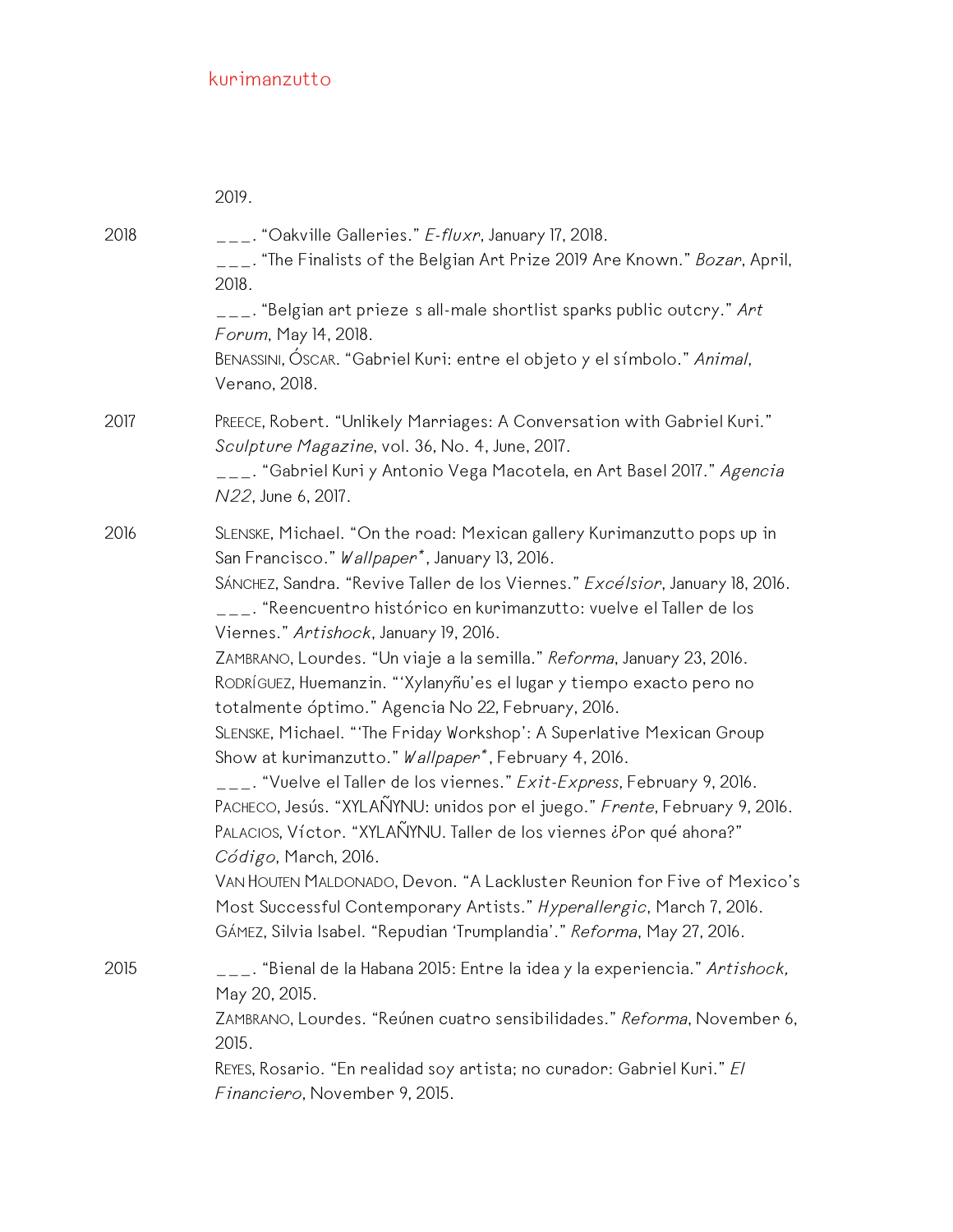2019.

2018

___. “Oakville Galleries.” *E-fluxr*, January 17, 2018.
___. “The Finalists of the Belgian Art Prize 2019 Are Known.” *Bozar*, April, 2018.
___. “Belgian art prieze s all-male shortlist sparks public outcry.” *Art Forum*, May 14, 2018.
Benassini, Óscar. “Gabriel Kuri: entre el objeto y el símbolo.” *Animal*, Verano, 2018.

2017

Preece, Robert. “Unlikely Marriages: A Conversation with Gabriel Kuri.” *Sculpture Magazine*, vol. 36, No. 4, June, 2017.
___. “Gabriel Kuri y Antonio Vega Macotela, en Art Basel 2017.” *Agencia N22*, June 6, 2017.

2016

Slenske, Michael. “On the road: Mexican gallery Kurimanzutto pops up in San Francisco.” *Wallpaper**, January 13, 2016.
Sánchez, Sandra. “Revive Taller de los Viernes.” *Excélsior*, January 18, 2016.
___. “Reencuentro histórico en kurimanzutto: vuelve el Taller de los Viernes.” *Artishock*, January 19, 2016.
Zambrano, Lourdes. “Un viaje a la semilla.” *Reforma*, January 23, 2016.
Rodríguez, Huemanzin. “‘Xylanyñu’es el lugar y tiempo exacto pero no totalmente óptimo.” Agencia No 22, February, 2016.
Slenske, Michael. “‘The Friday Workshop’: A Superlative Mexican Group Show at kurimanzutto.” *Wallpaper**, February 4, 2016.
___. “Vuelve el Taller de los viernes.” *Exit-Express*, February 9, 2016.
Pacheco, Jesús. “XYLAÑYNU: unidos por el juego.” *Frente*, February 9, 2016.
Palacios, Víctor. “XYLAÑYNU. Taller de los viernes ¿Por qué ahora?” *Código*, March, 2016.
Van Houten Maldonado, Devon. “A Lackluster Reunion for Five of Mexico’s Most Successful Contemporary Artists.” *Hyperallergic*, March 7, 2016.
Gámez, Silvia Isabel. “Repudian ‘Trumplandia’.” *Reforma*, May 27, 2016.

2015

___. “Bienal de la Habana 2015: Entre la idea y la experiencia.” *Artishock,* May 20, 2015.
Zambrano, Lourdes. “Reúnen cuatro sensibilidades.” *Reforma*, November 6, 2015.
Reyes, Rosario. “En realidad soy artista; no curador: Gabriel Kuri.” *El Financiero*, November 9, 2015.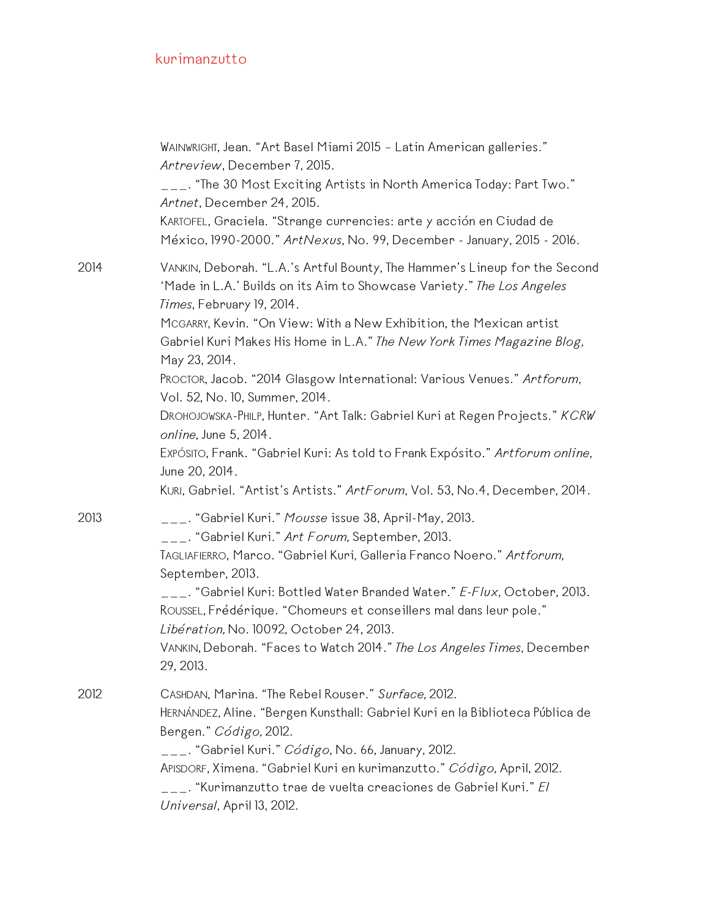Wainwright, Jean. “Art Basel Miami 2015 – Latin American galleries.” *Artreview*, December 7, 2015.
___. “The 30 Most Exciting Artists in North America Today: Part Two.” *Artnet*, December 24, 2015.
Kartofel, Graciela. “Strange currencies: arte y acción en Ciudad de México, 1990-2000.” *ArtNexus*, No. 99, December - January, 2015 - 2016.

2014

Vankin, Deborah. “L.A.’s Artful Bounty, The Hammer’s Lineup for the Second ‘Made in L.A.’ Builds on its Aim to Showcase Variety.” *The Los Angeles Times*, February 19, 2014.
McGarry, Kevin. “On View: With a New Exhibition, the Mexican artist Gabriel Kuri Makes His Home in L.A.” *The New York Times Magazine Blog,* May 23, 2014.
Proctor, Jacob. “2014 Glasgow International: Various Venues.” *Artforum*, Vol. 52, No. 10, Summer, 2014.
Drohojowska-Philp, Hunter. “Art Talk: Gabriel Kuri at Regen Projects.” *KCRW online,* June 5, 2014.
Expósito, Frank. “Gabriel Kuri: As told to Frank Expósito.” *Artforum online*, June 20, 2014.
Kuri, Gabriel. “Artist’s Artists.” *ArtForum*, Vol. 53, No.4, December, 2014.

2013

___. “Gabriel Kuri.” *Mousse* issue 38, April-May, 2013.
___. “Gabriel Kuri.” *Art Forum,* September, 2013.
Tagliafierro, Marco. “Gabriel Kuri, Galleria Franco Noero.” *Artforum,* September, 2013.
___. “Gabriel Kuri: Bottled Water Branded Water.” *E-Flux,* October, 2013.
Roussel, Frédérique. “Chomeurs et conseillers mal dans leur pole.” *Libération,* No. 10092, October 24, 2013.
Vankin, Deborah. “Faces to Watch 2014.” *The Los Angeles Times*, December 29, 2013.

2012

Cashdan, Marina. “The Rebel Rouser.” *Surface,* 2012.
Hernández, Aline. “Bergen Kunsthall: Gabriel Kuri en la Biblioteca Pública de Bergen.” *Código,* 2012.
___. “Gabriel Kuri.” *Código*, No. 66, January, 2012.
Apisdorf, Ximena. “Gabriel Kuri en kurimanzutto.” *Código,* April, 2012.
___. “Kurimanzutto trae de vuelta creaciones de Gabriel Kuri.” *El Universal*, April 13, 2012.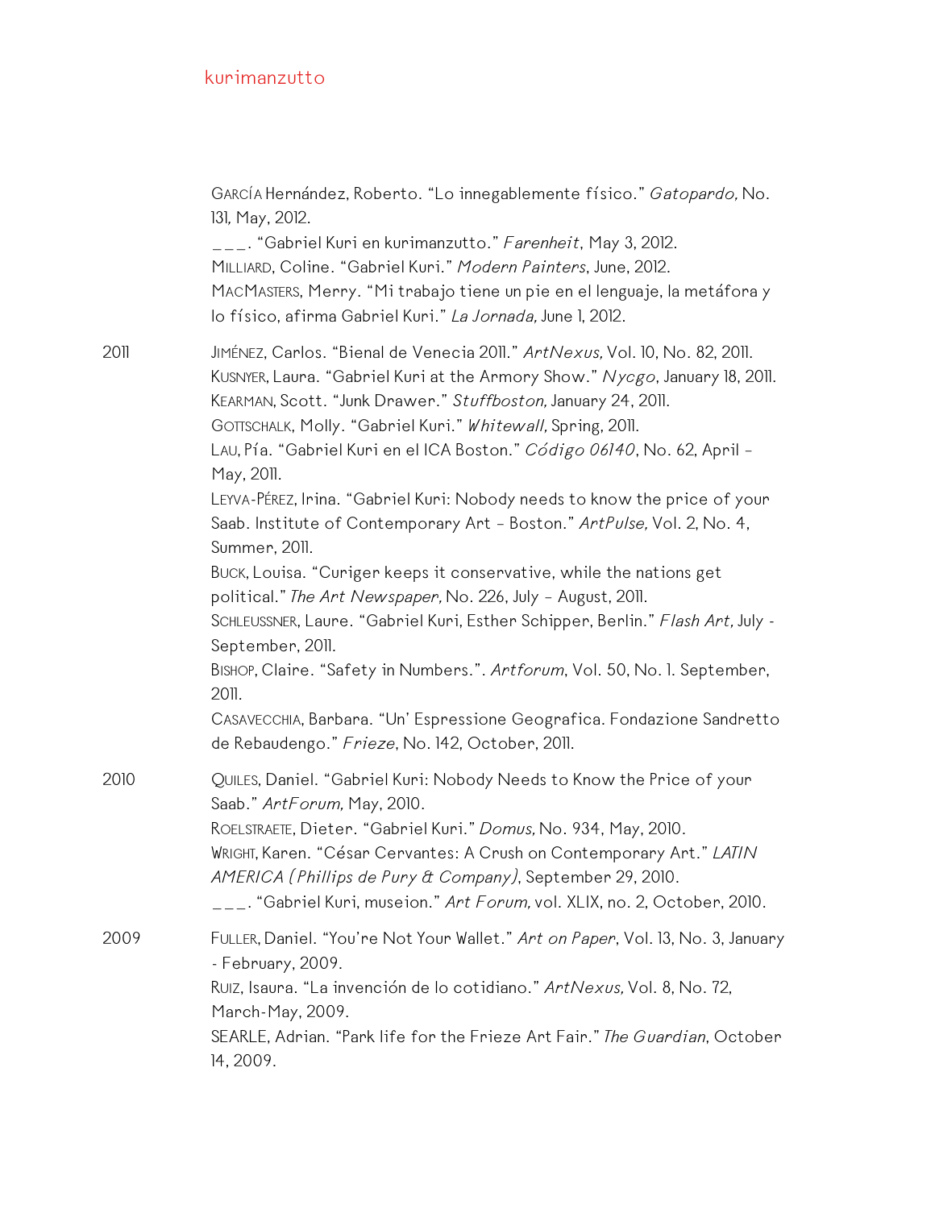García Hernández, Roberto. "Lo innegablemente físico." *Gatopardo,* No. 131, May, 2012.
___. "Gabriel Kuri en kurimanzutto." *Farenheit*, May 3, 2012.
Milliard, Coline. "Gabriel Kuri." *Modern Painters*, June, 2012.
MacMasters, Merry. "Mi trabajo tiene un pie en el lenguaje, la metáfora y lo físico, afirma Gabriel Kuri." *La Jornada,* June 1, 2012.

2011

Jiménez, Carlos. "Bienal de Venecia 2011." *ArtNexus,* Vol. 10, No. 82, 2011.
Kusnyer, Laura. "Gabriel Kuri at the Armory Show." *Nycgo*, January 18, 2011.
Kearman, Scott. "Junk Drawer." *Stuffboston,* January 24, 2011.
Gottschalk, Molly. "Gabriel Kuri." *Whitewall,* Spring, 2011.
Lau, Pía. "Gabriel Kuri en el ICA Boston." *Código 06140*, No. 62, April – May, 2011.
Leyva-Pérez, Irina. "Gabriel Kuri: Nobody needs to know the price of your Saab. Institute of Contemporary Art – Boston." *ArtPulse,* Vol. 2, No. 4, Summer, 2011.
Buck, Louisa. "Curiger keeps it conservative, while the nations get political." *The Art Newspaper,* No. 226, July – August, 2011.
Schleussner, Laure. "Gabriel Kuri, Esther Schipper, Berlin." *Flash Art,* July - September, 2011.
Bishop, Claire. "Safety in Numbers.". *Artforum*, Vol. 50, No. 1. September, 2011.
Casavecchia, Barbara. "Un' Espressione Geografica. Fondazione Sandretto de Rebaudengo." *Frieze*, No. 142, October, 2011.

2010

Quiles, Daniel. "Gabriel Kuri: Nobody Needs to Know the Price of your Saab." *ArtForum,* May, 2010.
Roelstraete, Dieter. "Gabriel Kuri." *Domus,* No. 934, May, 2010.
Wright, Karen. "César Cervantes: A Crush on Contemporary Art." *LATIN AMERICA (Phillips de Pury & Company)*, September 29, 2010.
___. "Gabriel Kuri, museion." *Art Forum,* vol. XLIX, no. 2, October, 2010.

2009

Fuller, Daniel. "You're Not Your Wallet." *Art on Paper*, Vol. 13, No. 3, January - February, 2009.
Ruiz, Isaura. "La invención de lo cotidiano." *ArtNexus,* Vol. 8, No. 72, March-May, 2009.
SEARLE, Adrian. "Park life for the Frieze Art Fair." *The Guardian*, October 14, 2009.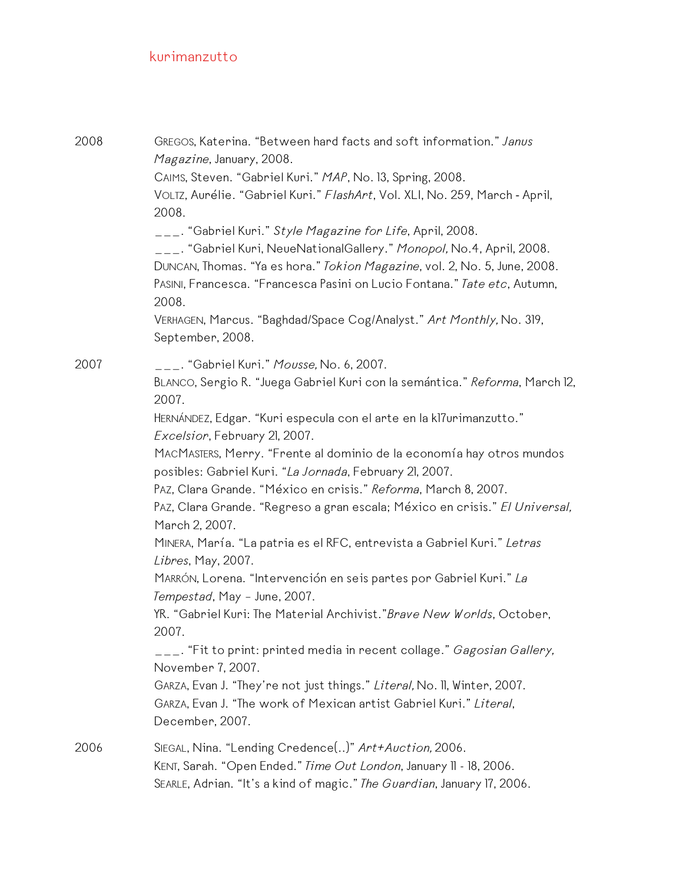kurimanzutto

2008

GREGOS, Katerina. "Between hard facts and soft information." *Janus Magazine*, January, 2008.
CAIMS, Steven. "Gabriel Kuri." *MAP*, No. 13, Spring, 2008.
VOLTZ, Aurélie. "Gabriel Kuri." *FlashArt*, Vol. XLI, No. 259, March - April, 2008.
___. "Gabriel Kuri." *Style Magazine for Life*, April, 2008.
___. "Gabriel Kuri, NeueNationalGallery." *Monopol,* No.4, April, 2008.
DUNCAN, Thomas. "Ya es hora." *Tokion Magazine*, vol. 2, No. 5, June, 2008.
PASINI, Francesca. "Francesca Pasini on Lucio Fontana." *Tate etc*, Autumn, 2008.
VERHAGEN, Marcus. "Baghdad/Space Cog/Analyst." *Art Monthly,* No. 319, September, 2008.

2007

___. "Gabriel Kuri." *Mousse,* No. 6, 2007.
BLANCO, Sergio R. "Juega Gabriel Kuri con la semántica." *Reforma*, March 12, 2007.
HERNÁNDEZ, Edgar. "Kuri especula con el arte en la k17urimanzutto." *Excelsior*, February 21, 2007.
MACMASTERS, Merry. "Frente al dominio de la economía hay otros mundos posibles: Gabriel Kuri. "*La Jornada*, February 21, 2007.
PAZ, Clara Grande. "México en crisis." *Reforma*, March 8, 2007.
PAZ, Clara Grande. "Regreso a gran escala; México en crisis." *El Universal,* March 2, 2007.
MINERA, María. "La patria es el RFC, entrevista a Gabriel Kuri." *Letras Libres*, May, 2007.
MARRÓN, Lorena. "Intervención en seis partes por Gabriel Kuri." *La Tempestad*, May – June, 2007.
YR. "Gabriel Kuri: The Material Archivist."*Brave New Worlds*, October, 2007.
___. "Fit to print: printed media in recent collage." *Gagosian Gallery,* November 7, 2007.
GARZA, Evan J. "They're not just things." *Literal,* No. 11, Winter, 2007.
GARZA, Evan J. "The work of Mexican artist Gabriel Kuri." *Literal*, December, 2007.

2006

SIEGAL, Nina. "Lending Credence(..)" *Art+Auction,* 2006.
KENT, Sarah. "Open Ended." *Time Out London*, January 11 - 18, 2006.
SEARLE, Adrian. "It's a kind of magic." *The Guardian*, January 17, 2006.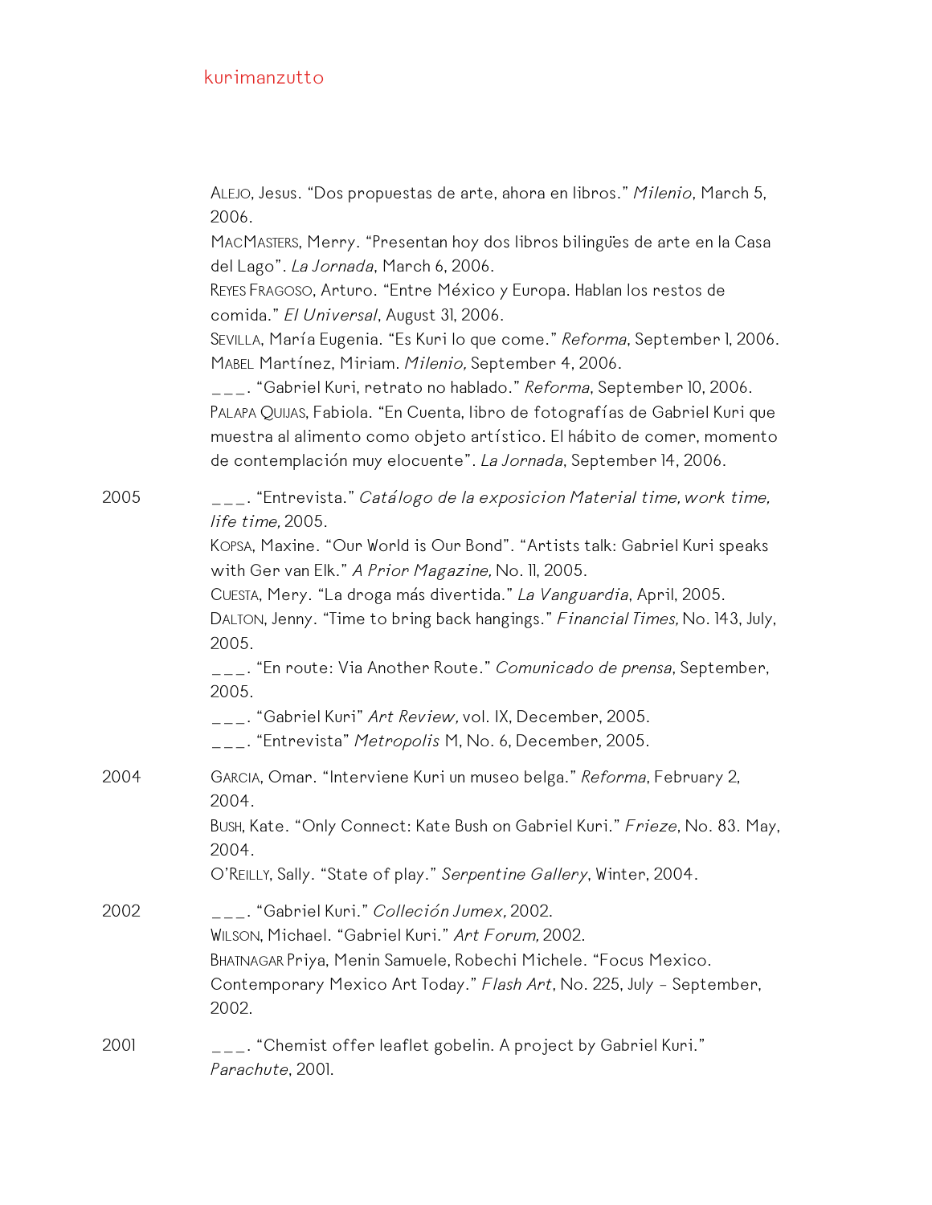Alejo, Jesus. “Dos propuestas de arte, ahora en libros.” *Milenio*, March 5, 2006.
MacMasters, Merry. “Presentan hoy dos libros bilingües de arte en la Casa del Lago”. *La Jornada*, March 6, 2006.
Reyes Fragoso, Arturo. “Entre México y Europa. Hablan los restos de comida.” *El Universal*, August 31, 2006.
Sevilla, María Eugenia. “Es Kuri lo que come.” *Reforma*, September 1, 2006.
Mabel Martínez, Miriam. *Milenio,* September 4, 2006.
___. “Gabriel Kuri, retrato no hablado.” *Reforma*, September 10, 2006.
Palapa Quijas, Fabiola. “En Cuenta, libro de fotografías de Gabriel Kuri que muestra al alimento como objeto artístico. El hábito de comer, momento de contemplación muy elocuente”. *La Jornada*, September 14, 2006.

2005

___. “Entrevista.” *Catálogo de la exposicion Material time, work time, life time,* 2005.
Kopsa, Maxine. “Our World is Our Bond”. “Artists talk: Gabriel Kuri speaks with Ger van Elk.” *A Prior Magazine,* No. 11, 2005.
Cuesta, Mery. “La droga más divertida.” *La Vanguardia*, April, 2005.
Dalton, Jenny. “Time to bring back hangings.” *Financial Times,* No. 143, July, 2005.
___. “En route: Via Another Route.” *Comunicado de prensa*, September, 2005.
___. “Gabriel Kuri” *Art Review,* vol. IX, December, 2005.
___. “Entrevista” *Metropolis* M, No. 6, December, 2005.

2004

Garcia, Omar. “Interviene Kuri un museo belga.” *Reforma*, February 2, 2004.
Bush, Kate. “Only Connect: Kate Bush on Gabriel Kuri.” *Frieze*, No. 83. May, 2004.
O’Reilly, Sally. “State of play.” *Serpentine Gallery*, Winter, 2004.

2002

___. “Gabriel Kuri.” *Colleción Jumex,* 2002.
Wilson, Michael. “Gabriel Kuri.” *Art Forum,* 2002.
Bhatnagar Priya, Menin Samuele, Robechi Michele. “Focus Mexico. Contemporary Mexico Art Today.” *Flash Art*, No. 225, July - September, 2002.

2001

___. “Chemist offer leaflet gobelin. A project by Gabriel Kuri.” *Parachute*, 2001.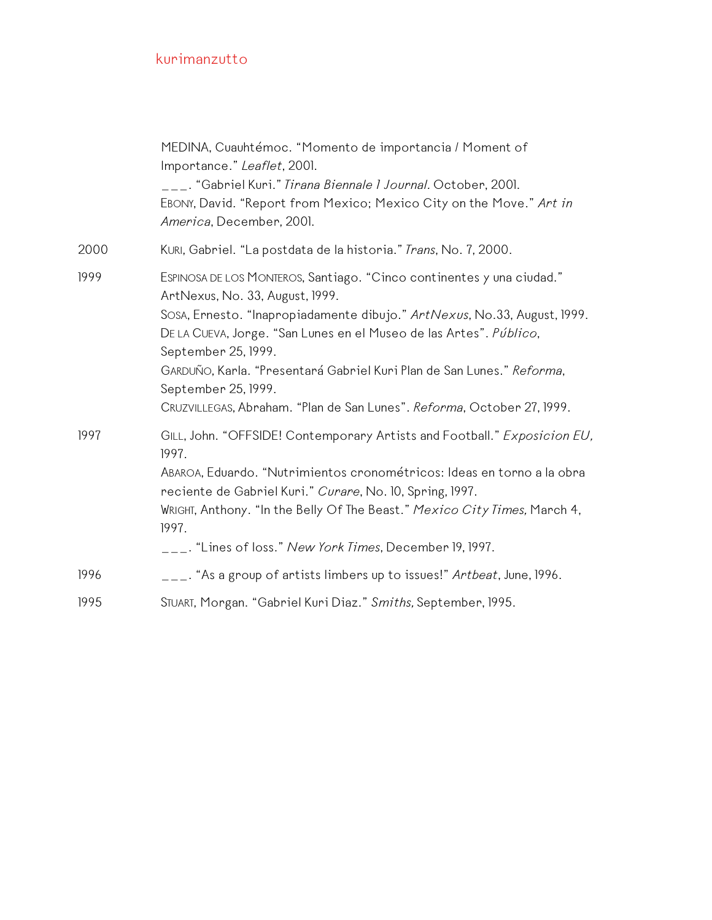MEDINA, Cuauhtémoc. “Momento de importancia / Moment of Importance.” *Leaflet*, 2001.

___. “Gabriel Kuri.” *Tirana Biennale 1 Journal.* October, 2001.

Ebony, David. “Report from Mexico; Mexico City on the Move.” *Art in America*, December, 2001.

2000

Kuri, Gabriel. “La postdata de la historia.” *Trans*, No. 7, 2000.

1999

Espinosa de los Monteros, Santiago. “Cinco continentes y una ciudad.” ArtNexus, No. 33, August, 1999.

Sosa, Ernesto. “Inapropiadamente dibujo.” *ArtNexus*, No.33, August, 1999.

De la Cueva, Jorge. “San Lunes en el Museo de las Artes”. *Público*, September 25, 1999.

Garduño, Karla. “Presentará Gabriel Kuri Plan de San Lunes.” *Reforma*, September 25, 1999.

Cruzvillegas, Abraham. “Plan de San Lunes”. *Reforma*, October 27, 1999.

1997

Gill, John. “OFFSIDE! Contemporary Artists and Football.” *Exposicion EU,* 1997.

Abaroa, Eduardo. “Nutrimientos cronométricos: Ideas en torno a la obra reciente de Gabriel Kuri.” *Curare*, No. 10, Spring, 1997.

Wright, Anthony. “In the Belly Of The Beast.” *Mexico City Times,* March 4, 1997.

___. “Lines of loss.” *New York Times*, December 19, 1997.

1996

___. “As a group of artists limbers up to issues!” *Artbeat*, June, 1996.

1995

Stuart, Morgan. “Gabriel Kuri Diaz.” *Smiths,* September, 1995.